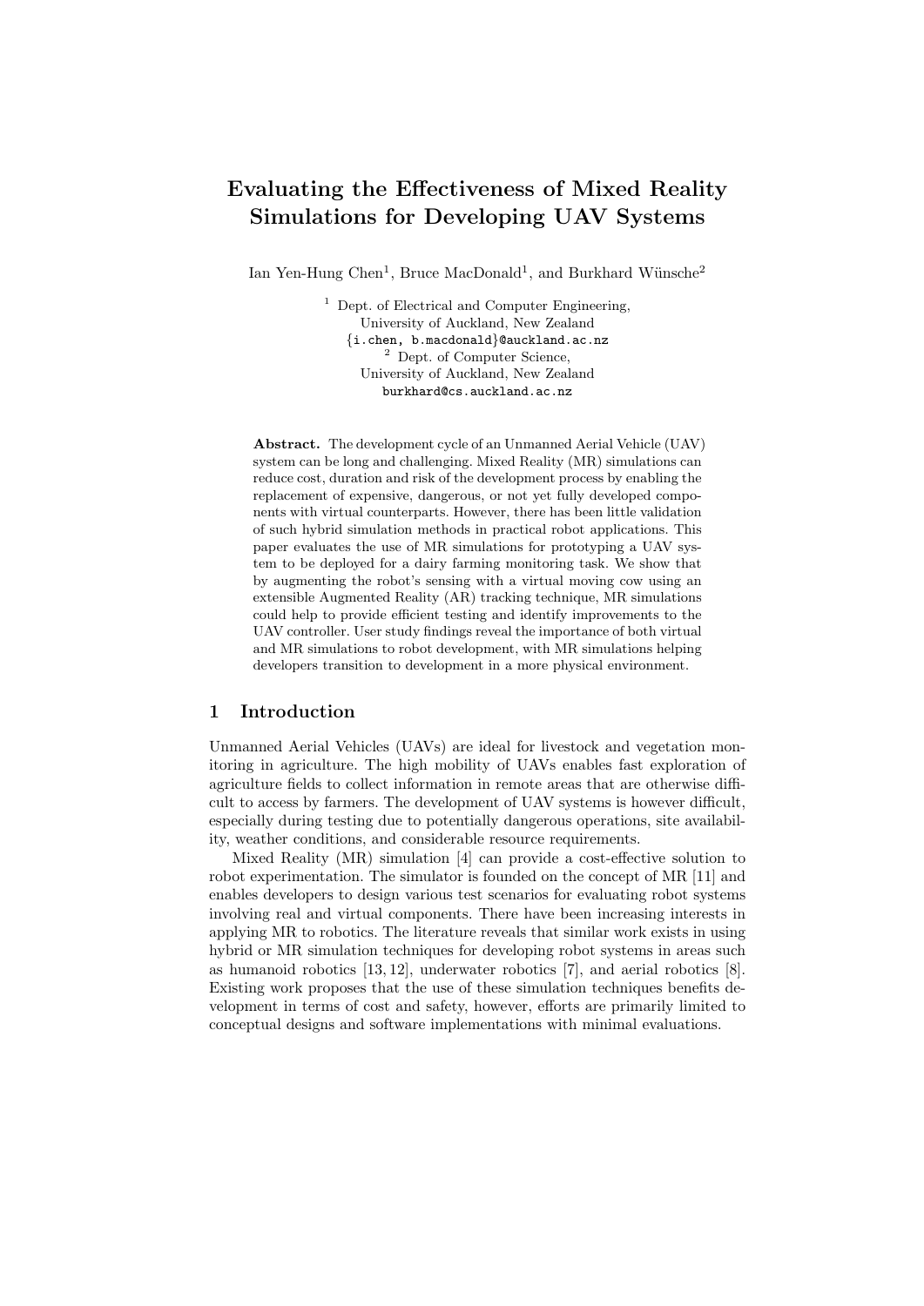# Evaluating the Effectiveness of Mixed Reality Simulations for Developing UAV Systems

Ian Yen-Hung Chen[1], Bruce MacDonald[1], and Burkhard Wünsche[2]

[1] Dept. of Electrical and Computer Engineering,
University of Auckland, New Zealand
{i.chen, b.macdonald}@auckland.ac.nz

[2] Dept. of Computer Science,
University of Auckland, New Zealand
burkhard@cs.auckland.ac.nz

**Abstract.** The development cycle of an Unmanned Aerial Vehicle (UAV) system can be long and challenging. Mixed Reality (MR) simulations can reduce cost, duration and risk of the development process by enabling the replacement of expensive, dangerous, or not yet fully developed components with virtual counterparts. However, there has been little validation of such hybrid simulation methods in practical robot applications. This paper evaluates the use of MR simulations for prototyping a UAV system to be deployed for a dairy farming monitoring task. We show that by augmenting the robot's sensing with a virtual moving cow using an extensible Augmented Reality (AR) tracking technique, MR simulations could help to provide efficient testing and identify improvements to the UAV controller. User study findings reveal the importance of both virtual and MR simulations to robot development, with MR simulations helping developers transition to development in a more physical environment.

## 1 Introduction

Unmanned Aerial Vehicles (UAVs) are ideal for livestock and vegetation monitoring in agriculture. The high mobility of UAVs enables fast exploration of agriculture fields to collect information in remote areas that are otherwise difficult to access by farmers. The development of UAV systems is however difficult, especially during testing due to potentially dangerous operations, site availability, weather conditions, and considerable resource requirements.

Mixed Reality (MR) simulation [4] can provide a cost-effective solution to robot experimentation. The simulator is founded on the concept of MR [11] and enables developers to design various test scenarios for evaluating robot systems involving real and virtual components. There have been increasing interests in applying MR to robotics. The literature reveals that similar work exists in using hybrid or MR simulation techniques for developing robot systems in areas such as humanoid robotics [13, 12], underwater robotics [7], and aerial robotics [8]. Existing work proposes that the use of these simulation techniques benefits development in terms of cost and safety, however, efforts are primarily limited to conceptual designs and software implementations with minimal evaluations.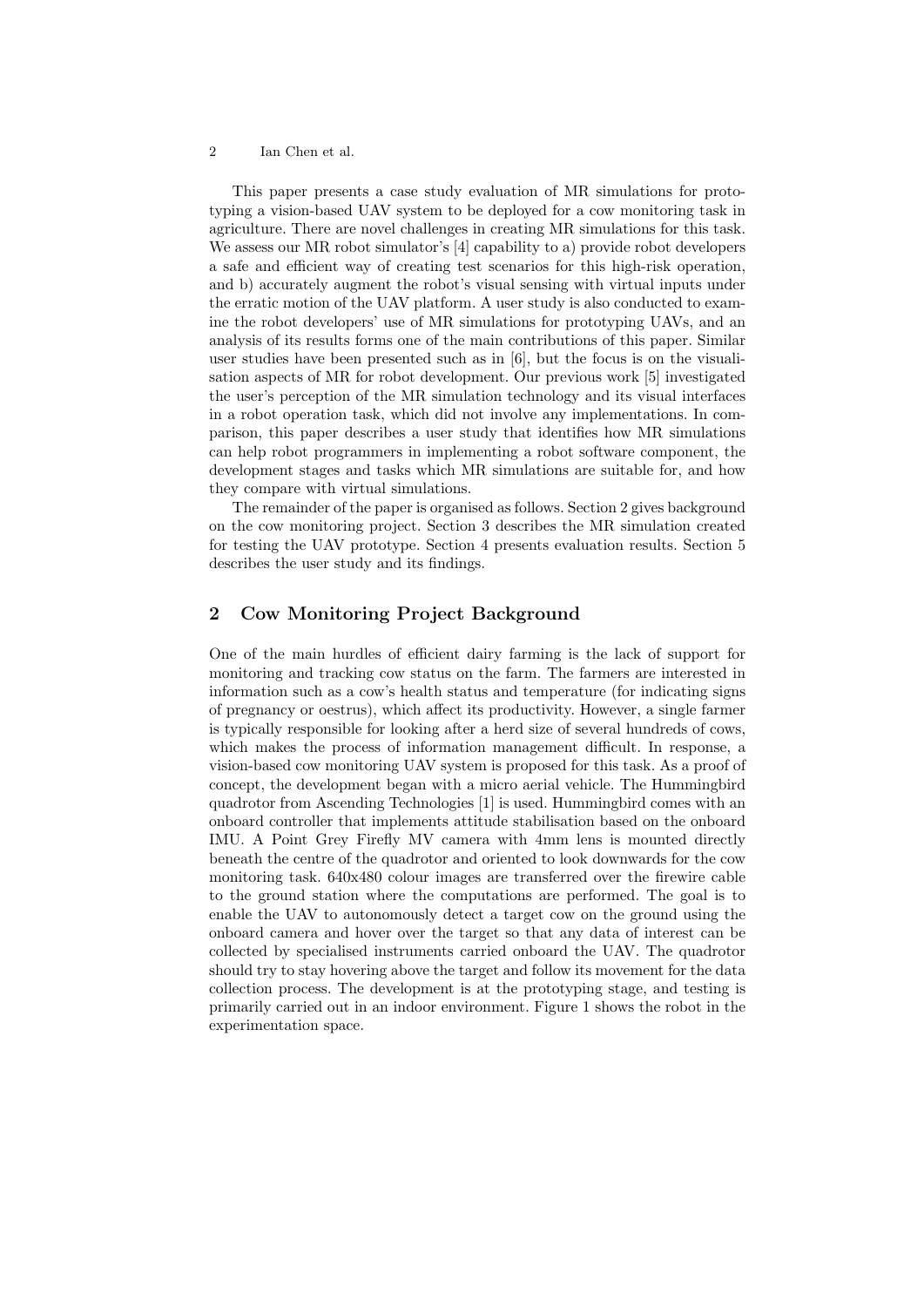This paper presents a case study evaluation of MR simulations for prototyping a vision-based UAV system to be deployed for a cow monitoring task in agriculture. There are novel challenges in creating MR simulations for this task. We assess our MR robot simulator's [4] capability to a) provide robot developers a safe and efficient way of creating test scenarios for this high-risk operation, and b) accurately augment the robot's visual sensing with virtual inputs under the erratic motion of the UAV platform. A user study is also conducted to examine the robot developers' use of MR simulations for prototyping UAVs, and an analysis of its results forms one of the main contributions of this paper. Similar user studies have been presented such as in [6], but the focus is on the visualisation aspects of MR for robot development. Our previous work [5] investigated the user's perception of the MR simulation technology and its visual interfaces in a robot operation task, which did not involve any implementations. In comparison, this paper describes a user study that identifies how MR simulations can help robot programmers in implementing a robot software component, the development stages and tasks which MR simulations are suitable for, and how they compare with virtual simulations.

The remainder of the paper is organised as follows. Section 2 gives background on the cow monitoring project. Section 3 describes the MR simulation created for testing the UAV prototype. Section 4 presents evaluation results. Section 5 describes the user study and its findings.

## 2 Cow Monitoring Project Background

One of the main hurdles of efficient dairy farming is the lack of support for monitoring and tracking cow status on the farm. The farmers are interested in information such as a cow's health status and temperature (for indicating signs of pregnancy or oestrus), which affect its productivity. However, a single farmer is typically responsible for looking after a herd size of several hundreds of cows, which makes the process of information management difficult. In response, a vision-based cow monitoring UAV system is proposed for this task. As a proof of concept, the development began with a micro aerial vehicle. The Hummingbird quadrotor from Ascending Technologies [1] is used. Hummingbird comes with an onboard controller that implements attitude stabilisation based on the onboard IMU. A Point Grey Firefly MV camera with 4mm lens is mounted directly beneath the centre of the quadrotor and oriented to look downwards for the cow monitoring task. 640x480 colour images are transferred over the firewire cable to the ground station where the computations are performed. The goal is to enable the UAV to autonomously detect a target cow on the ground using the onboard camera and hover over the target so that any data of interest can be collected by specialised instruments carried onboard the UAV. The quadrotor should try to stay hovering above the target and follow its movement for the data collection process. The development is at the prototyping stage, and testing is primarily carried out in an indoor environment. Figure 1 shows the robot in the experimentation space.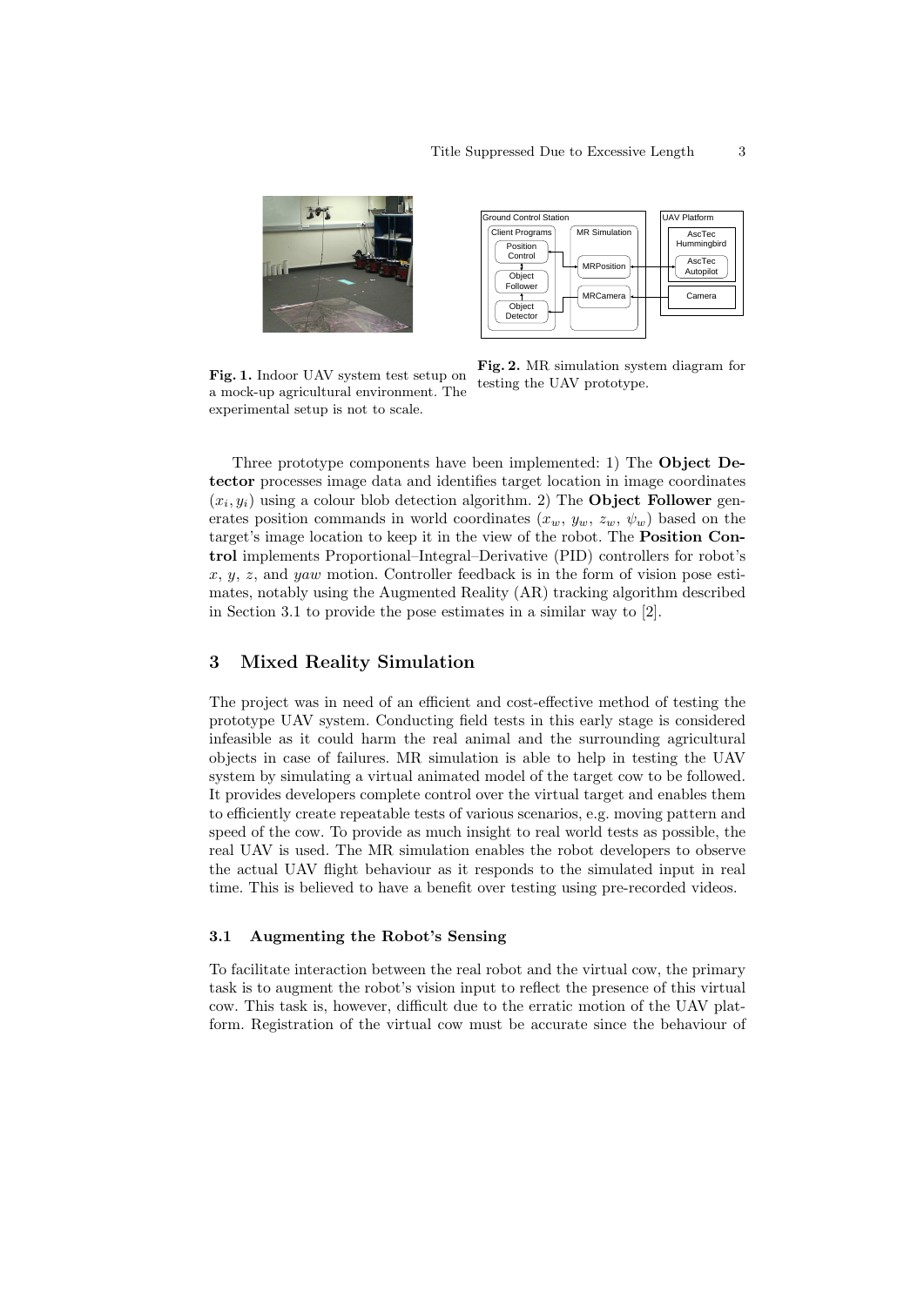Fig. 1. Indoor UAV system test setup on a mock-up agricultural environment. The experimental setup is not to scale.

Ground Control Station
Client Programs
Position Control
Object Follower
Object Detector
MR Simulation
MRPosition
MRCamera
UAV Platform
AscTec Hummingbird
AscTec Autopilot
Camera

Fig. 2. MR simulation system diagram for testing the UAV prototype.

Three prototype components have been implemented: 1) The **Object Detector** processes image data and identifies target location in image coordinates $(x_i, y_i)$ using a colour blob detection algorithm. 2) The **Object Follower** generates position commands in world coordinates $(x_w, y_w, z_w, \psi_w)$ based on the target's image location to keep it in the view of the robot. The **Position Control** implements Proportional–Integral–Derivative (PID) controllers for robot's $x$, $y$, $z$, and $yaw$ motion. Controller feedback is in the form of vision pose estimates, notably using the Augmented Reality (AR) tracking algorithm described in Section 3.1 to provide the pose estimates in a similar way to [2].

## 3 Mixed Reality Simulation

The project was in need of an efficient and cost-effective method of testing the prototype UAV system. Conducting field tests in this early stage is considered infeasible as it could harm the real animal and the surrounding agricultural objects in case of failures. MR simulation is able to help in testing the UAV system by simulating a virtual animated model of the target cow to be followed. It provides developers complete control over the virtual target and enables them to efficiently create repeatable tests of various scenarios, e.g. moving pattern and speed of the cow. To provide as much insight to real world tests as possible, the real UAV is used. The MR simulation enables the robot developers to observe the actual UAV flight behaviour as it responds to the simulated input in real time. This is believed to have a benefit over testing using pre-recorded videos.

### 3.1 Augmenting the Robot's Sensing

To facilitate interaction between the real robot and the virtual cow, the primary task is to augment the robot's vision input to reflect the presence of this virtual cow. This task is, however, difficult due to the erratic motion of the UAV platform. Registration of the virtual cow must be accurate since the behaviour of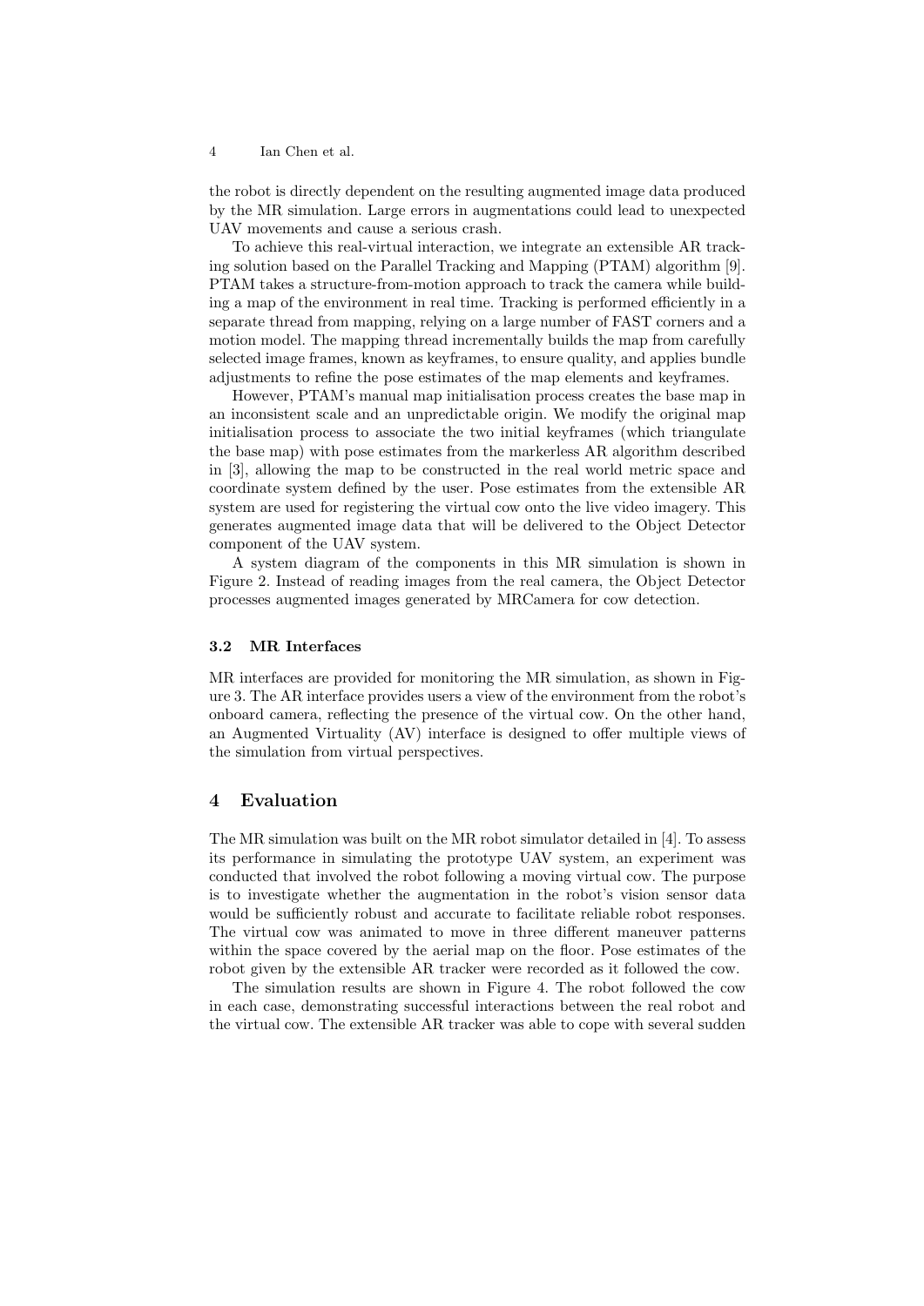the robot is directly dependent on the resulting augmented image data produced by the MR simulation. Large errors in augmentations could lead to unexpected UAV movements and cause a serious crash.

To achieve this real-virtual interaction, we integrate an extensible AR tracking solution based on the Parallel Tracking and Mapping (PTAM) algorithm [9]. PTAM takes a structure-from-motion approach to track the camera while building a map of the environment in real time. Tracking is performed efficiently in a separate thread from mapping, relying on a large number of FAST corners and a motion model. The mapping thread incrementally builds the map from carefully selected image frames, known as keyframes, to ensure quality, and applies bundle adjustments to refine the pose estimates of the map elements and keyframes.

However, PTAM's manual map initialisation process creates the base map in an inconsistent scale and an unpredictable origin. We modify the original map initialisation process to associate the two initial keyframes (which triangulate the base map) with pose estimates from the markerless AR algorithm described in [3], allowing the map to be constructed in the real world metric space and coordinate system defined by the user. Pose estimates from the extensible AR system are used for registering the virtual cow onto the live video imagery. This generates augmented image data that will be delivered to the Object Detector component of the UAV system.

A system diagram of the components in this MR simulation is shown in Figure 2. Instead of reading images from the real camera, the Object Detector processes augmented images generated by MRCamera for cow detection.

### 3.2 MR Interfaces

MR interfaces are provided for monitoring the MR simulation, as shown in Figure 3. The AR interface provides users a view of the environment from the robot's onboard camera, reflecting the presence of the virtual cow. On the other hand, an Augmented Virtuality (AV) interface is designed to offer multiple views of the simulation from virtual perspectives.

## 4 Evaluation

The MR simulation was built on the MR robot simulator detailed in [4]. To assess its performance in simulating the prototype UAV system, an experiment was conducted that involved the robot following a moving virtual cow. The purpose is to investigate whether the augmentation in the robot's vision sensor data would be sufficiently robust and accurate to facilitate reliable robot responses. The virtual cow was animated to move in three different maneuver patterns within the space covered by the aerial map on the floor. Pose estimates of the robot given by the extensible AR tracker were recorded as it followed the cow.

The simulation results are shown in Figure 4. The robot followed the cow in each case, demonstrating successful interactions between the real robot and the virtual cow. The extensible AR tracker was able to cope with several sudden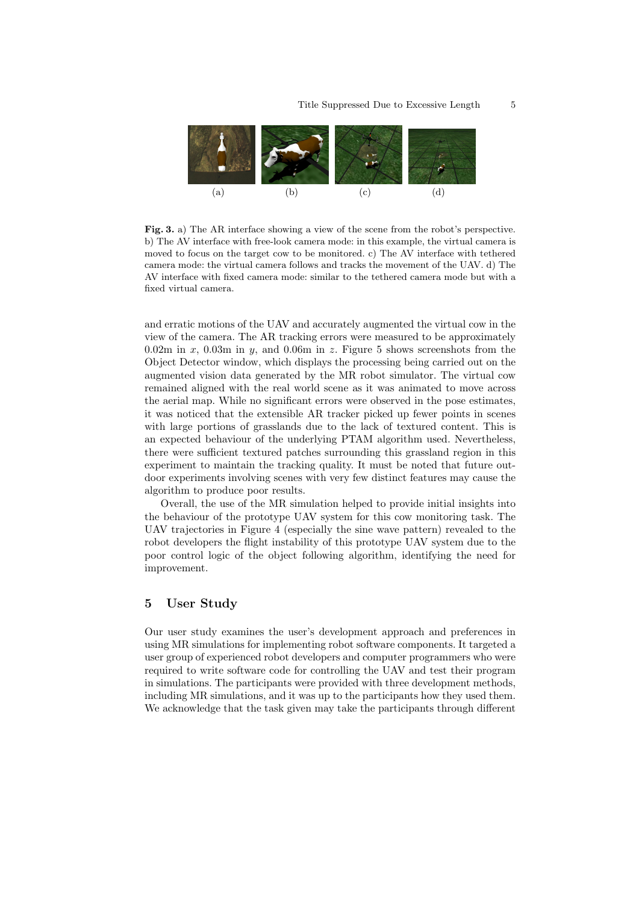(a) (b) (c) (d)

**Fig. 3.** a) The AR interface showing a view of the scene from the robot's perspective. b) The AV interface with free-look camera mode: in this example, the virtual camera is moved to focus on the target cow to be monitored. c) The AV interface with tethered camera mode: the virtual camera follows and tracks the movement of the UAV. d) The AV interface with fixed camera mode: similar to the tethered camera mode but with a fixed virtual camera.

and erratic motions of the UAV and accurately augmented the virtual cow in the view of the camera. The AR tracking errors were measured to be approximately 0.02m in $x$, 0.03m in $y$, and 0.06m in $z$. Figure 5 shows screenshots from the Object Detector window, which displays the processing being carried out on the augmented vision data generated by the MR robot simulator. The virtual cow remained aligned with the real world scene as it was animated to move across the aerial map. While no significant errors were observed in the pose estimates, it was noticed that the extensible AR tracker picked up fewer points in scenes with large portions of grasslands due to the lack of textured content. This is an expected behaviour of the underlying PTAM algorithm used. Nevertheless, there were sufficient textured patches surrounding this grassland region in this experiment to maintain the tracking quality. It must be noted that future outdoor experiments involving scenes with very few distinct features may cause the algorithm to produce poor results.

Overall, the use of the MR simulation helped to provide initial insights into the behaviour of the prototype UAV system for this cow monitoring task. The UAV trajectories in Figure 4 (especially the sine wave pattern) revealed to the robot developers the flight instability of this prototype UAV system due to the poor control logic of the object following algorithm, identifying the need for improvement.

## 5 User Study

Our user study examines the user's development approach and preferences in using MR simulations for implementing robot software components. It targeted a user group of experienced robot developers and computer programmers who were required to write software code for controlling the UAV and test their program in simulations. The participants were provided with three development methods, including MR simulations, and it was up to the participants how they used them. We acknowledge that the task given may take the participants through different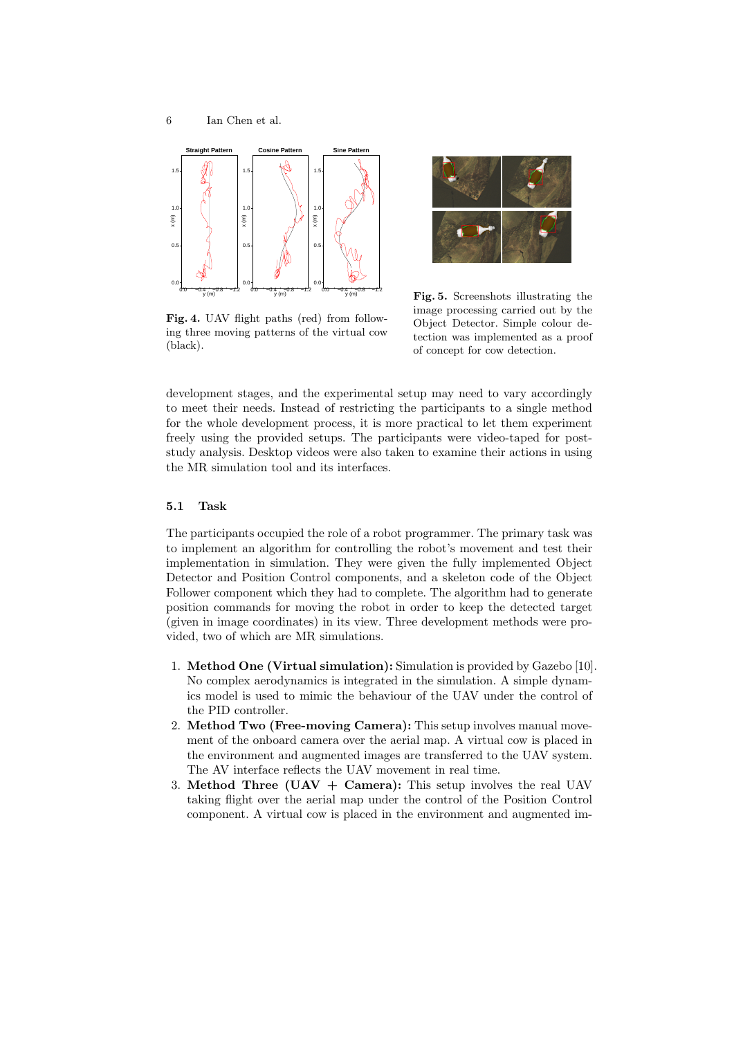Fig. 4. UAV flight paths (red) from following three moving patterns of the virtual cow (black).

Fig. 5. Screenshots illustrating the image processing carried out by the Object Detector. Simple colour detection was implemented as a proof of concept for cow detection.

development stages, and the experimental setup may need to vary accordingly to meet their needs. Instead of restricting the participants to a single method for the whole development process, it is more practical to let them experiment freely using the provided setups. The participants were video-taped for post-study analysis. Desktop videos were also taken to examine their actions in using the MR simulation tool and its interfaces.

### 5.1 Task

The participants occupied the role of a robot programmer. The primary task was to implement an algorithm for controlling the robot's movement and test their implementation in simulation. They were given the fully implemented Object Detector and Position Control components, and a skeleton code of the Object Follower component which they had to complete. The algorithm had to generate position commands for moving the robot in order to keep the detected target (given in image coordinates) in its view. Three development methods were provided, two of which are MR simulations.

1. **Method One (Virtual simulation):** Simulation is provided by Gazebo [10]. No complex aerodynamics is integrated in the simulation. A simple dynamics model is used to mimic the behaviour of the UAV under the control of the PID controller.
2. **Method Two (Free-moving Camera):** This setup involves manual movement of the onboard camera over the aerial map. A virtual cow is placed in the environment and augmented images are transferred to the UAV system. The AV interface reflects the UAV movement in real time.
3. **Method Three (UAV + Camera):** This setup involves the real UAV taking flight over the aerial map under the control of the Position Control component. A virtual cow is placed in the environment and augmented im-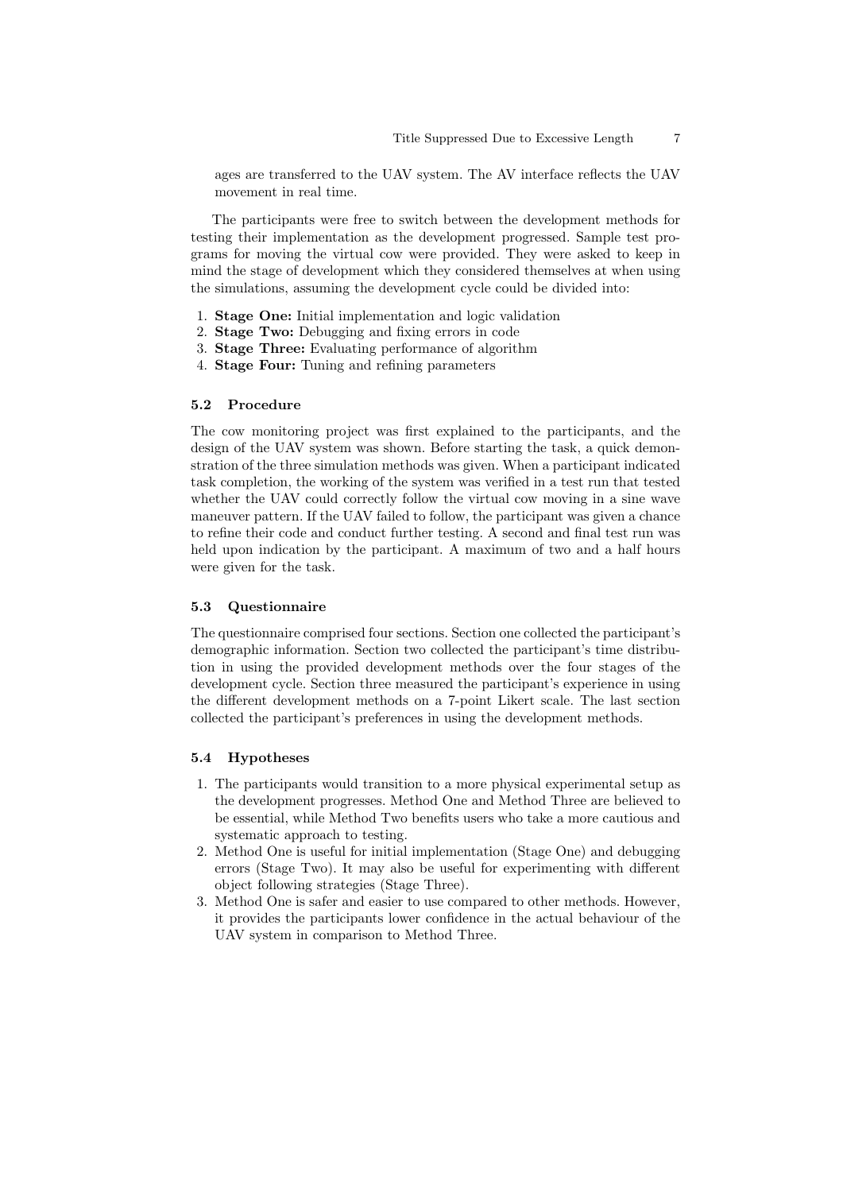ages are transferred to the UAV system. The AV interface reflects the UAV movement in real time.

The participants were free to switch between the development methods for testing their implementation as the development progressed. Sample test programs for moving the virtual cow were provided. They were asked to keep in mind the stage of development which they considered themselves at when using the simulations, assuming the development cycle could be divided into:

1. **Stage One:** Initial implementation and logic validation
2. **Stage Two:** Debugging and fixing errors in code
3. **Stage Three:** Evaluating performance of algorithm
4. **Stage Four:** Tuning and refining parameters

### 5.2 Procedure

The cow monitoring project was first explained to the participants, and the design of the UAV system was shown. Before starting the task, a quick demonstration of the three simulation methods was given. When a participant indicated task completion, the working of the system was verified in a test run that tested whether the UAV could correctly follow the virtual cow moving in a sine wave maneuver pattern. If the UAV failed to follow, the participant was given a chance to refine their code and conduct further testing. A second and final test run was held upon indication by the participant. A maximum of two and a half hours were given for the task.

### 5.3 Questionnaire

The questionnaire comprised four sections. Section one collected the participant's demographic information. Section two collected the participant's time distribution in using the provided development methods over the four stages of the development cycle. Section three measured the participant's experience in using the different development methods on a 7-point Likert scale. The last section collected the participant's preferences in using the development methods.

### 5.4 Hypotheses

1. The participants would transition to a more physical experimental setup as the development progresses. Method One and Method Three are believed to be essential, while Method Two benefits users who take a more cautious and systematic approach to testing.
2. Method One is useful for initial implementation (Stage One) and debugging errors (Stage Two). It may also be useful for experimenting with different object following strategies (Stage Three).
3. Method One is safer and easier to use compared to other methods. However, it provides the participants lower confidence in the actual behaviour of the UAV system in comparison to Method Three.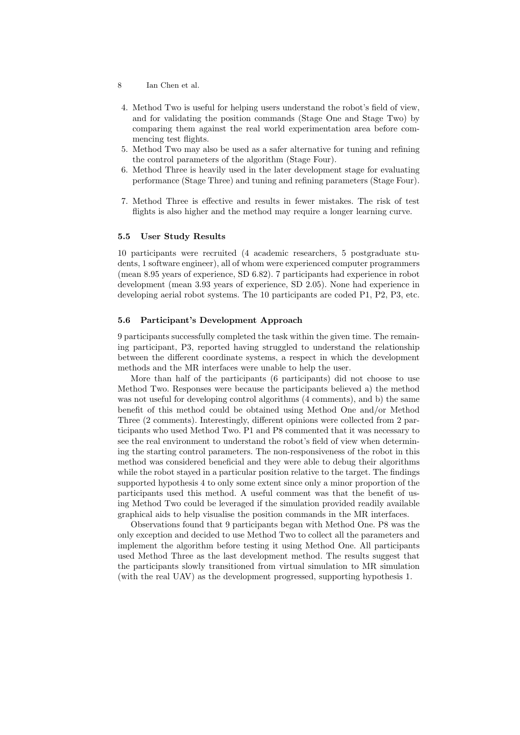4. Method Two is useful for helping users understand the robot's field of view, and for validating the position commands (Stage One and Stage Two) by comparing them against the real world experimentation area before commencing test flights.
5. Method Two may also be used as a safer alternative for tuning and refining the control parameters of the algorithm (Stage Four).
6. Method Three is heavily used in the later development stage for evaluating performance (Stage Three) and tuning and refining parameters (Stage Four).
7. Method Three is effective and results in fewer mistakes. The risk of test flights is also higher and the method may require a longer learning curve.

### 5.5 User Study Results

10 participants were recruited (4 academic researchers, 5 postgraduate students, 1 software engineer), all of whom were experienced computer programmers (mean 8.95 years of experience, SD 6.82). 7 participants had experience in robot development (mean 3.93 years of experience, SD 2.05). None had experience in developing aerial robot systems. The 10 participants are coded P1, P2, P3, etc.

### 5.6 Participant's Development Approach

9 participants successfully completed the task within the given time. The remaining participant, P3, reported having struggled to understand the relationship between the different coordinate systems, a respect in which the development methods and the MR interfaces were unable to help the user.

More than half of the participants (6 participants) did not choose to use Method Two. Responses were because the participants believed a) the method was not useful for developing control algorithms (4 comments), and b) the same benefit of this method could be obtained using Method One and/or Method Three (2 comments). Interestingly, different opinions were collected from 2 participants who used Method Two. P1 and P8 commented that it was necessary to see the real environment to understand the robot's field of view when determining the starting control parameters. The non-responsiveness of the robot in this method was considered beneficial and they were able to debug their algorithms while the robot stayed in a particular position relative to the target. The findings supported hypothesis 4 to only some extent since only a minor proportion of the participants used this method. A useful comment was that the benefit of using Method Two could be leveraged if the simulation provided readily available graphical aids to help visualise the position commands in the MR interfaces.

Observations found that 9 participants began with Method One. P8 was the only exception and decided to use Method Two to collect all the parameters and implement the algorithm before testing it using Method One. All participants used Method Three as the last development method. The results suggest that the participants slowly transitioned from virtual simulation to MR simulation (with the real UAV) as the development progressed, supporting hypothesis 1.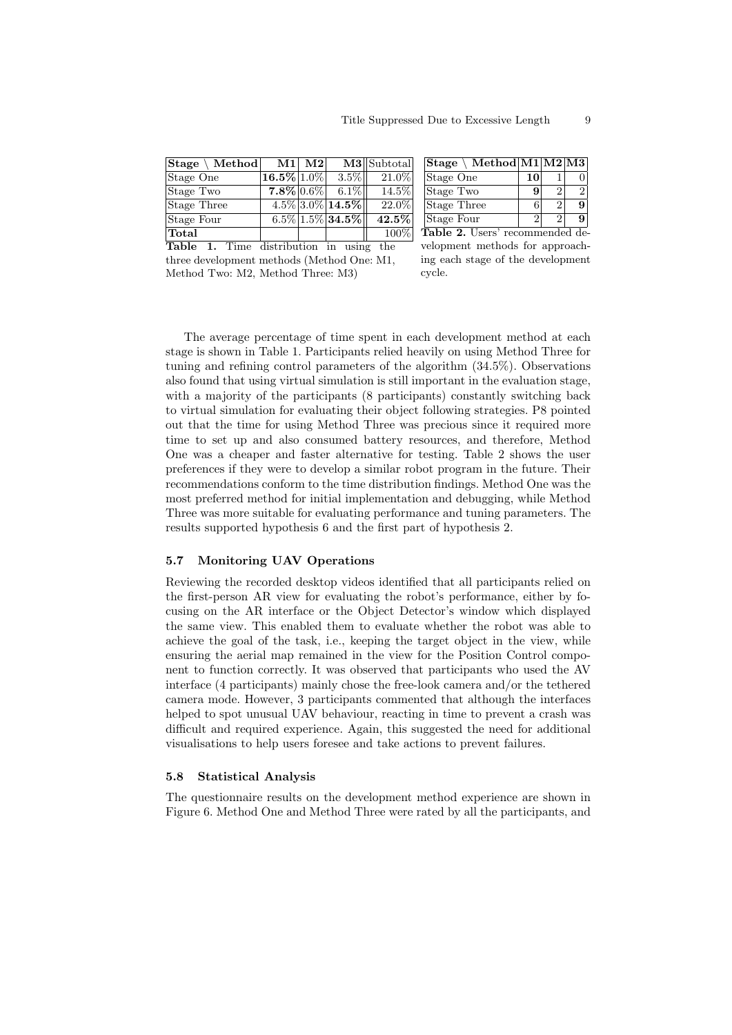| **Stage \ Method** | **M1** | **M2** | **M3** | Subtotal |
|---|---|---|---|---|
| Stage One | **16.5%** | 1.0% | 3.5% | 21.0% |
| Stage Two | **7.8%** | 0.6% | 6.1% | 14.5% |
| Stage Three | 4.5% | 3.0% | **14.5%** | 22.0% |
| Stage Four | 6.5% | 1.5% | **34.5%** | **42.5%** |
| **Total** | | | | 100% |

**Table 1.** Time distribution in using the three development methods (Method One: M1, Method Two: M2, Method Three: M3)

| **Stage \ Method** | **M1** | **M2** | **M3** |
|---|---|---|---|
| Stage One | **10** | 1 | 0 |
| Stage Two | **9** | 2 | 2 |
| Stage Three | 6 | 2 | **9** |
| Stage Four | 2 | 2 | **9** |

**Table 2.** Users' recommended development methods for approaching each stage of the development cycle.

The average percentage of time spent in each development method at each stage is shown in Table 1. Participants relied heavily on using Method Three for tuning and refining control parameters of the algorithm (34.5%). Observations also found that using virtual simulation is still important in the evaluation stage, with a majority of the participants (8 participants) constantly switching back to virtual simulation for evaluating their object following strategies. P8 pointed out that the time for using Method Three was precious since it required more time to set up and also consumed battery resources, and therefore, Method One was a cheaper and faster alternative for testing. Table 2 shows the user preferences if they were to develop a similar robot program in the future. Their recommendations conform to the time distribution findings. Method One was the most preferred method for initial implementation and debugging, while Method Three was more suitable for evaluating performance and tuning parameters. The results supported hypothesis 6 and the first part of hypothesis 2.

### 5.7 Monitoring UAV Operations

Reviewing the recorded desktop videos identified that all participants relied on the first-person AR view for evaluating the robot's performance, either by focusing on the AR interface or the Object Detector's window which displayed the same view. This enabled them to evaluate whether the robot was able to achieve the goal of the task, i.e., keeping the target object in the view, while ensuring the aerial map remained in the view for the Position Control component to function correctly. It was observed that participants who used the AV interface (4 participants) mainly chose the free-look camera and/or the tethered camera mode. However, 3 participants commented that although the interfaces helped to spot unusual UAV behaviour, reacting in time to prevent a crash was difficult and required experience. Again, this suggested the need for additional visualisations to help users foresee and take actions to prevent failures.

### 5.8 Statistical Analysis

The questionnaire results on the development method experience are shown in Figure 6. Method One and Method Three were rated by all the participants, and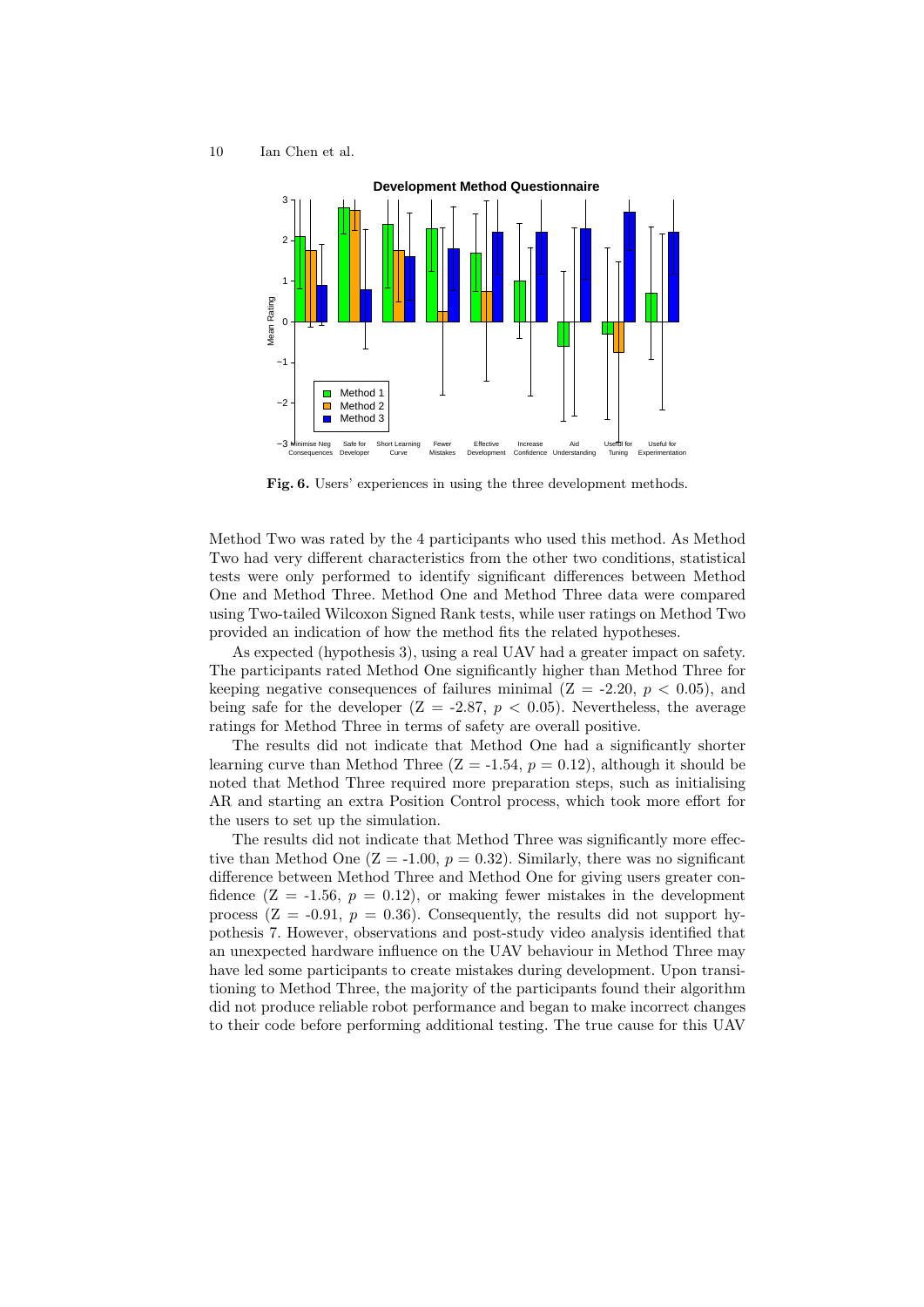**Fig. 6.** Users' experiences in using the three development methods.

Method Two was rated by the 4 participants who used this method. As Method Two had very different characteristics from the other two conditions, statistical tests were only performed to identify significant differences between Method One and Method Three. Method One and Method Three data were compared using Two-tailed Wilcoxon Signed Rank tests, while user ratings on Method Two provided an indication of how the method fits the related hypotheses.

As expected (hypothesis 3), using a real UAV had a greater impact on safety. The participants rated Method One significantly higher than Method Three for keeping negative consequences of failures minimal (Z = -2.20, $p < 0.05$), and being safe for the developer (Z = -2.87, $p < 0.05$). Nevertheless, the average ratings for Method Three in terms of safety are overall positive.

The results did not indicate that Method One had a significantly shorter learning curve than Method Three (Z = -1.54, $p = 0.12$), although it should be noted that Method Three required more preparation steps, such as initialising AR and starting an extra Position Control process, which took more effort for the users to set up the simulation.

The results did not indicate that Method Three was significantly more effective than Method One (Z = -1.00, $p = 0.32$). Similarly, there was no significant difference between Method Three and Method One for giving users greater confidence (Z = -1.56, $p = 0.12$), or making fewer mistakes in the development process (Z = -0.91, $p = 0.36$). Consequently, the results did not support hypothesis 7. However, observations and post-study video analysis identified that an unexpected hardware influence on the UAV behaviour in Method Three may have led some participants to create mistakes during development. Upon transitioning to Method Three, the majority of the participants found their algorithm did not produce reliable robot performance and began to make incorrect changes to their code before performing additional testing. The true cause for this UAV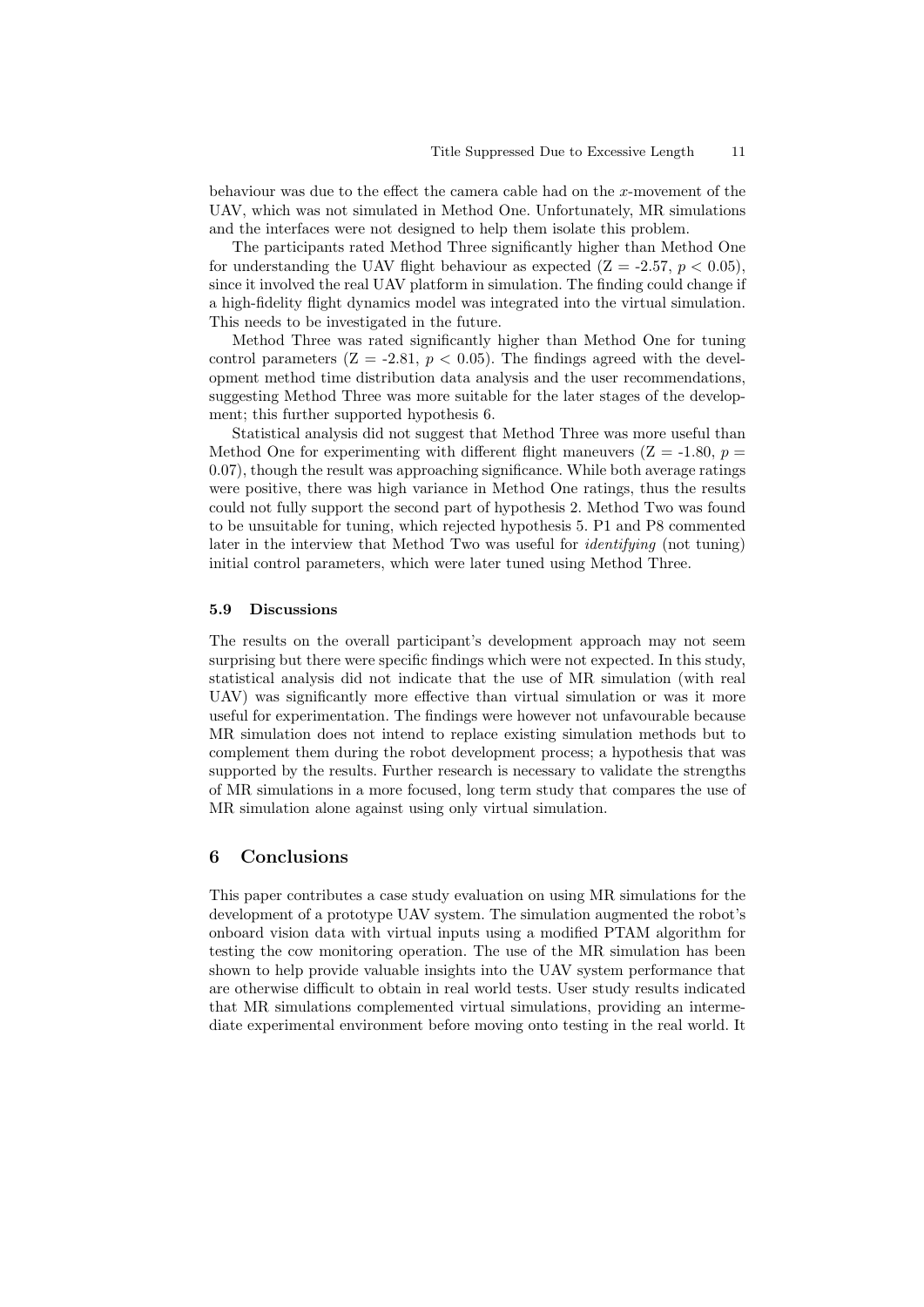behaviour was due to the effect the camera cable had on the $x$-movement of the UAV, which was not simulated in Method One. Unfortunately, MR simulations and the interfaces were not designed to help them isolate this problem.

The participants rated Method Three significantly higher than Method One for understanding the UAV flight behaviour as expected ($Z = -2.57$, $p < 0.05$), since it involved the real UAV platform in simulation. The finding could change if a high-fidelity flight dynamics model was integrated into the virtual simulation. This needs to be investigated in the future.

Method Three was rated significantly higher than Method One for tuning control parameters ($Z = -2.81$, $p < 0.05$). The findings agreed with the development method time distribution data analysis and the user recommendations, suggesting Method Three was more suitable for the later stages of the development; this further supported hypothesis 6.

Statistical analysis did not suggest that Method Three was more useful than Method One for experimenting with different flight maneuvers ($Z = -1.80$, $p = 0.07$), though the result was approaching significance. While both average ratings were positive, there was high variance in Method One ratings, thus the results could not fully support the second part of hypothesis 2. Method Two was found to be unsuitable for tuning, which rejected hypothesis 5. P1 and P8 commented later in the interview that Method Two was useful for *identifying* (not tuning) initial control parameters, which were later tuned using Method Three.

### 5.9 Discussions

The results on the overall participant's development approach may not seem surprising but there were specific findings which were not expected. In this study, statistical analysis did not indicate that the use of MR simulation (with real UAV) was significantly more effective than virtual simulation or was it more useful for experimentation. The findings were however not unfavourable because MR simulation does not intend to replace existing simulation methods but to complement them during the robot development process; a hypothesis that was supported by the results. Further research is necessary to validate the strengths of MR simulations in a more focused, long term study that compares the use of MR simulation alone against using only virtual simulation.

## 6 Conclusions

This paper contributes a case study evaluation on using MR simulations for the development of a prototype UAV system. The simulation augmented the robot's onboard vision data with virtual inputs using a modified PTAM algorithm for testing the cow monitoring operation. The use of the MR simulation has been shown to help provide valuable insights into the UAV system performance that are otherwise difficult to obtain in real world tests. User study results indicated that MR simulations complemented virtual simulations, providing an intermediate experimental environment before moving onto testing in the real world. It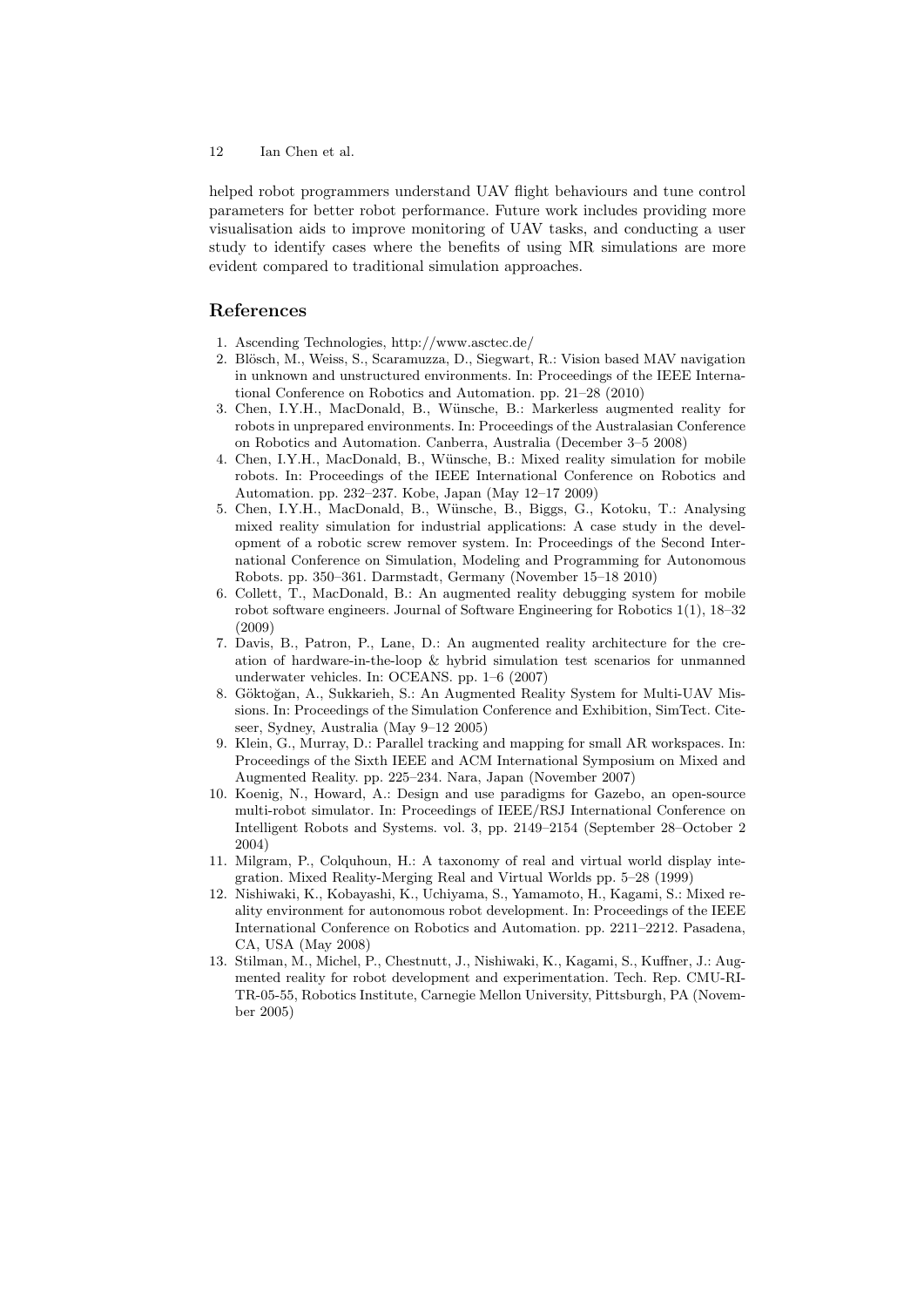helped robot programmers understand UAV flight behaviours and tune control parameters for better robot performance. Future work includes providing more visualisation aids to improve monitoring of UAV tasks, and conducting a user study to identify cases where the benefits of using MR simulations are more evident compared to traditional simulation approaches.

## References

1. Ascending Technologies, http://www.asctec.de/
2. Blösch, M., Weiss, S., Scaramuzza, D., Siegwart, R.: Vision based MAV navigation in unknown and unstructured environments. In: Proceedings of the IEEE International Conference on Robotics and Automation. pp. 21–28 (2010)
3. Chen, I.Y.H., MacDonald, B., Wünsche, B.: Markerless augmented reality for robots in unprepared environments. In: Proceedings of the Australasian Conference on Robotics and Automation. Canberra, Australia (December 3–5 2008)
4. Chen, I.Y.H., MacDonald, B., Wünsche, B.: Mixed reality simulation for mobile robots. In: Proceedings of the IEEE International Conference on Robotics and Automation. pp. 232–237. Kobe, Japan (May 12–17 2009)
5. Chen, I.Y.H., MacDonald, B., Wünsche, B., Biggs, G., Kotoku, T.: Analysing mixed reality simulation for industrial applications: A case study in the development of a robotic screw remover system. In: Proceedings of the Second International Conference on Simulation, Modeling and Programming for Autonomous Robots. pp. 350–361. Darmstadt, Germany (November 15–18 2010)
6. Collett, T., MacDonald, B.: An augmented reality debugging system for mobile robot software engineers. Journal of Software Engineering for Robotics 1(1), 18–32 (2009)
7. Davis, B., Patron, P., Lane, D.: An augmented reality architecture for the creation of hardware-in-the-loop & hybrid simulation test scenarios for unmanned underwater vehicles. In: OCEANS. pp. 1–6 (2007)
8. Göktoğan, A., Sukkarieh, S.: An Augmented Reality System for Multi-UAV Missions. In: Proceedings of the Simulation Conference and Exhibition, SimTect. Citeseer, Sydney, Australia (May 9–12 2005)
9. Klein, G., Murray, D.: Parallel tracking and mapping for small AR workspaces. In: Proceedings of the Sixth IEEE and ACM International Symposium on Mixed and Augmented Reality. pp. 225–234. Nara, Japan (November 2007)
10. Koenig, N., Howard, A.: Design and use paradigms for Gazebo, an open-source multi-robot simulator. In: Proceedings of IEEE/RSJ International Conference on Intelligent Robots and Systems. vol. 3, pp. 2149–2154 (September 28–October 2 2004)
11. Milgram, P., Colquhoun, H.: A taxonomy of real and virtual world display integration. Mixed Reality-Merging Real and Virtual Worlds pp. 5–28 (1999)
12. Nishiwaki, K., Kobayashi, K., Uchiyama, S., Yamamoto, H., Kagami, S.: Mixed reality environment for autonomous robot development. In: Proceedings of the IEEE International Conference on Robotics and Automation. pp. 2211–2212. Pasadena, CA, USA (May 2008)
13. Stilman, M., Michel, P., Chestnutt, J., Nishiwaki, K., Kagami, S., Kuffner, J.: Augmented reality for robot development and experimentation. Tech. Rep. CMU-RI-TR-05-55, Robotics Institute, Carnegie Mellon University, Pittsburgh, PA (November 2005)